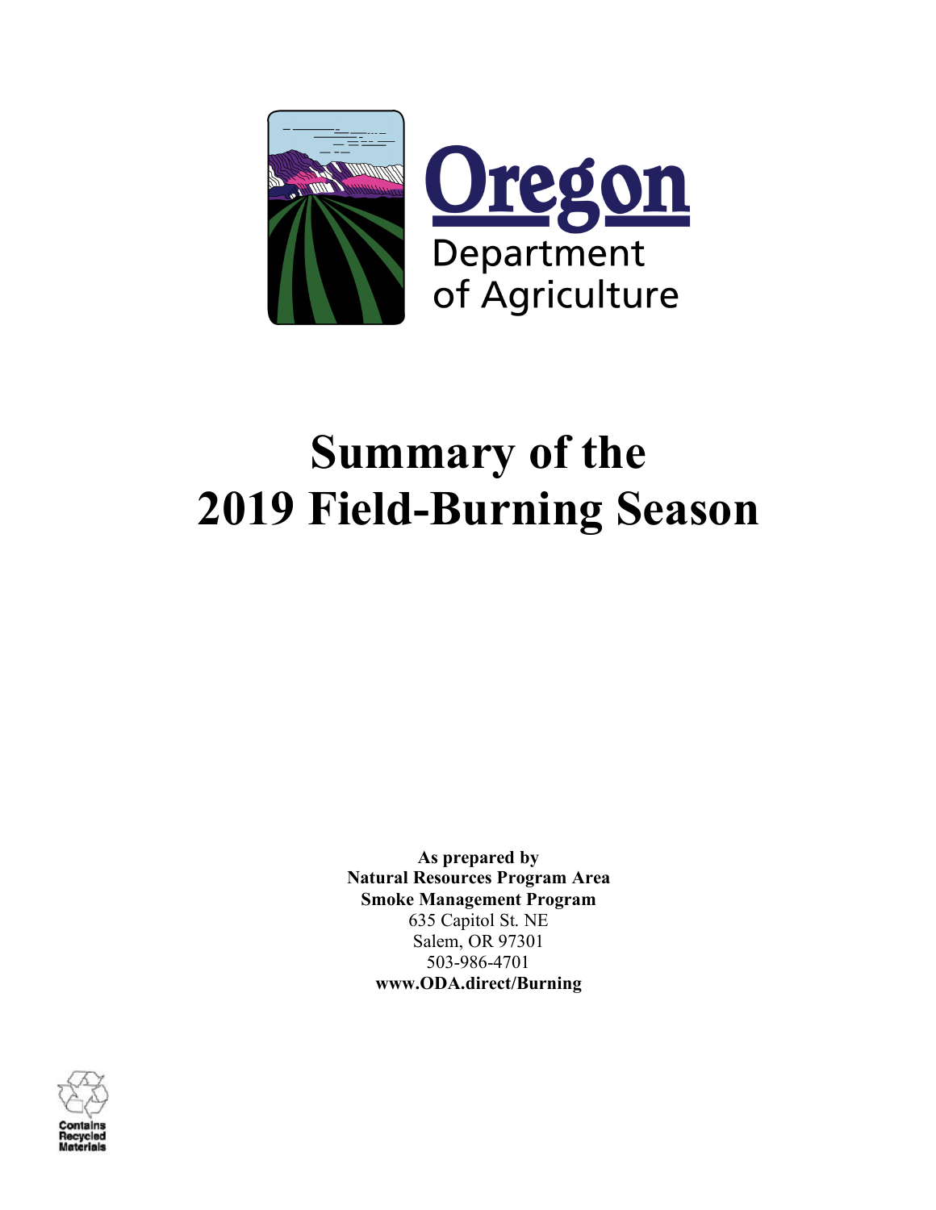Oregon
Department
of Agriculture

# Summary of the 2019 Field-Burning Season

**As prepared by**
**Natural Resources Program Area**
**Smoke Management Program**
635 Capitol St. NE
Salem, OR 97301
503-986-4701
**www.ODA.direct/Burning**

Contains Recycled Materials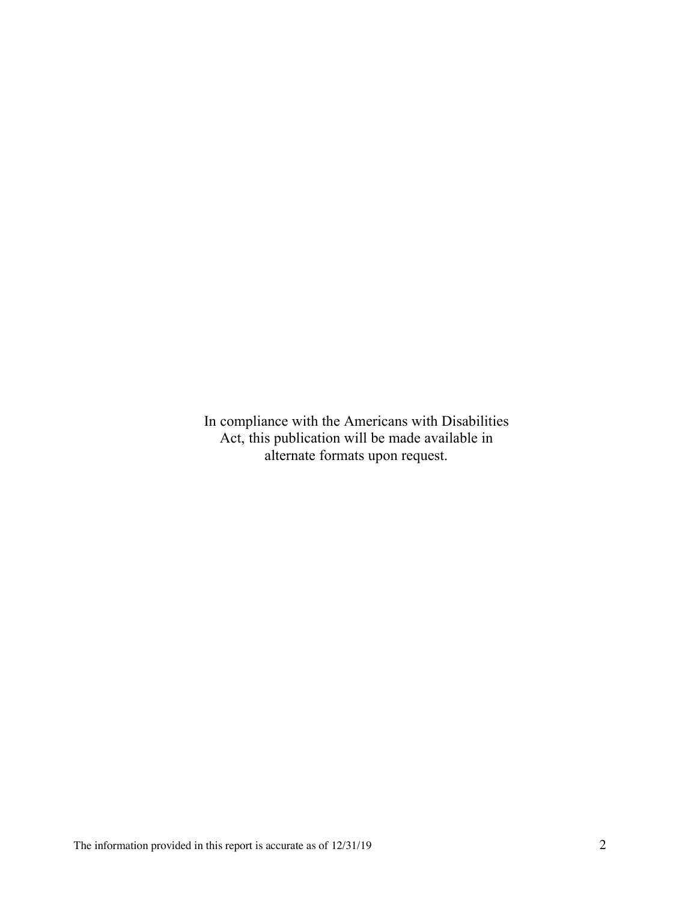In compliance with the Americans with Disabilities Act, this publication will be made available in alternate formats upon request.

The information provided in this report is accurate as of 12/31/19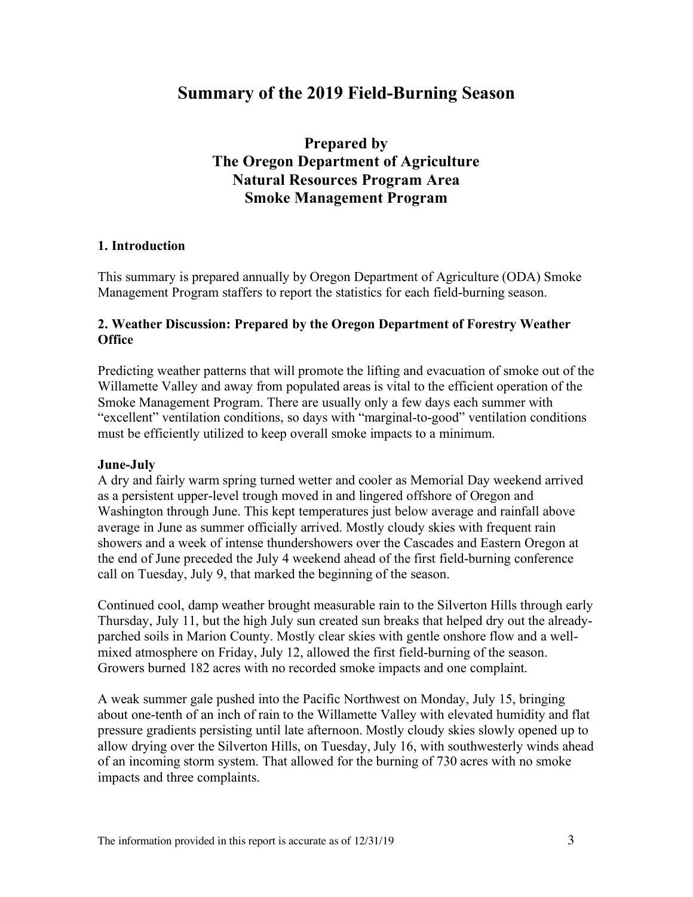# Summary of the 2019 Field-Burning Season

## Prepared by
## The Oregon Department of Agriculture
## Natural Resources Program Area
## Smoke Management Program

### 1. Introduction

This summary is prepared annually by Oregon Department of Agriculture (ODA) Smoke Management Program staffers to report the statistics for each field-burning season.

### 2. Weather Discussion: Prepared by the Oregon Department of Forestry Weather Office

Predicting weather patterns that will promote the lifting and evacuation of smoke out of the Willamette Valley and away from populated areas is vital to the efficient operation of the Smoke Management Program. There are usually only a few days each summer with "excellent" ventilation conditions, so days with "marginal-to-good" ventilation conditions must be efficiently utilized to keep overall smoke impacts to a minimum.

**June-July**

A dry and fairly warm spring turned wetter and cooler as Memorial Day weekend arrived as a persistent upper-level trough moved in and lingered offshore of Oregon and Washington through June. This kept temperatures just below average and rainfall above average in June as summer officially arrived. Mostly cloudy skies with frequent rain showers and a week of intense thundershowers over the Cascades and Eastern Oregon at the end of June preceded the July 4 weekend ahead of the first field-burning conference call on Tuesday, July 9, that marked the beginning of the season.

Continued cool, damp weather brought measurable rain to the Silverton Hills through early Thursday, July 11, but the high July sun created sun breaks that helped dry out the already-parched soils in Marion County. Mostly clear skies with gentle onshore flow and a well-mixed atmosphere on Friday, July 12, allowed the first field-burning of the season. Growers burned 182 acres with no recorded smoke impacts and one complaint.

A weak summer gale pushed into the Pacific Northwest on Monday, July 15, bringing about one-tenth of an inch of rain to the Willamette Valley with elevated humidity and flat pressure gradients persisting until late afternoon. Mostly cloudy skies slowly opened up to allow drying over the Silverton Hills, on Tuesday, July 16, with southwesterly winds ahead of an incoming storm system. That allowed for the burning of 730 acres with no smoke impacts and three complaints.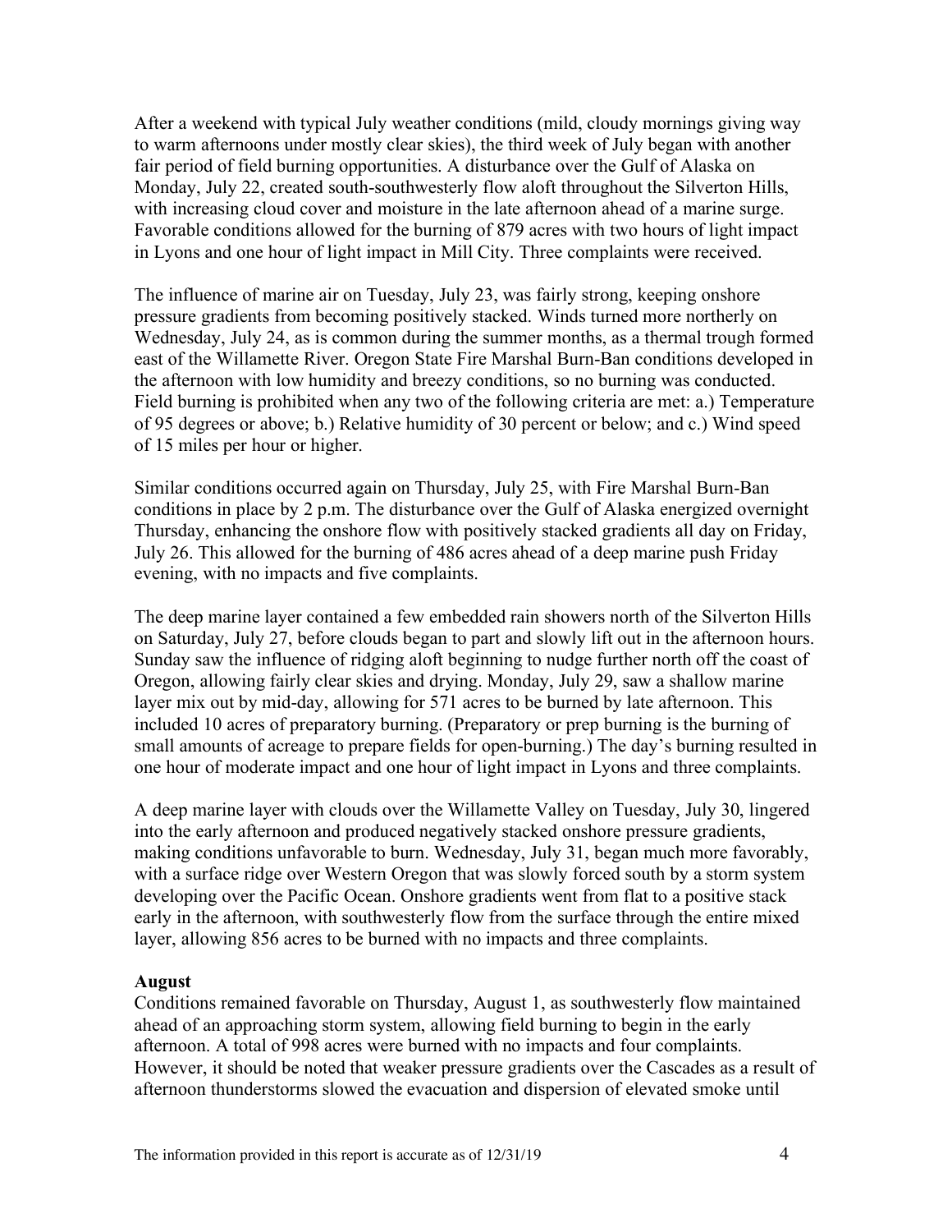After a weekend with typical July weather conditions (mild, cloudy mornings giving way to warm afternoons under mostly clear skies), the third week of July began with another fair period of field burning opportunities. A disturbance over the Gulf of Alaska on Monday, July 22, created south-southwesterly flow aloft throughout the Silverton Hills, with increasing cloud cover and moisture in the late afternoon ahead of a marine surge. Favorable conditions allowed for the burning of 879 acres with two hours of light impact in Lyons and one hour of light impact in Mill City. Three complaints were received.

The influence of marine air on Tuesday, July 23, was fairly strong, keeping onshore pressure gradients from becoming positively stacked. Winds turned more northerly on Wednesday, July 24, as is common during the summer months, as a thermal trough formed east of the Willamette River. Oregon State Fire Marshal Burn-Ban conditions developed in the afternoon with low humidity and breezy conditions, so no burning was conducted. Field burning is prohibited when any two of the following criteria are met: a.) Temperature of 95 degrees or above; b.) Relative humidity of 30 percent or below; and c.) Wind speed of 15 miles per hour or higher.

Similar conditions occurred again on Thursday, July 25, with Fire Marshal Burn-Ban conditions in place by 2 p.m. The disturbance over the Gulf of Alaska energized overnight Thursday, enhancing the onshore flow with positively stacked gradients all day on Friday, July 26. This allowed for the burning of 486 acres ahead of a deep marine push Friday evening, with no impacts and five complaints.

The deep marine layer contained a few embedded rain showers north of the Silverton Hills on Saturday, July 27, before clouds began to part and slowly lift out in the afternoon hours. Sunday saw the influence of ridging aloft beginning to nudge further north off the coast of Oregon, allowing fairly clear skies and drying. Monday, July 29, saw a shallow marine layer mix out by mid-day, allowing for 571 acres to be burned by late afternoon. This included 10 acres of preparatory burning. (Preparatory or prep burning is the burning of small amounts of acreage to prepare fields for open-burning.) The day's burning resulted in one hour of moderate impact and one hour of light impact in Lyons and three complaints.

A deep marine layer with clouds over the Willamette Valley on Tuesday, July 30, lingered into the early afternoon and produced negatively stacked onshore pressure gradients, making conditions unfavorable to burn. Wednesday, July 31, began much more favorably, with a surface ridge over Western Oregon that was slowly forced south by a storm system developing over the Pacific Ocean. Onshore gradients went from flat to a positive stack early in the afternoon, with southwesterly flow from the surface through the entire mixed layer, allowing 856 acres to be burned with no impacts and three complaints.

**August**

Conditions remained favorable on Thursday, August 1, as southwesterly flow maintained ahead of an approaching storm system, allowing field burning to begin in the early afternoon. A total of 998 acres were burned with no impacts and four complaints. However, it should be noted that weaker pressure gradients over the Cascades as a result of afternoon thunderstorms slowed the evacuation and dispersion of elevated smoke until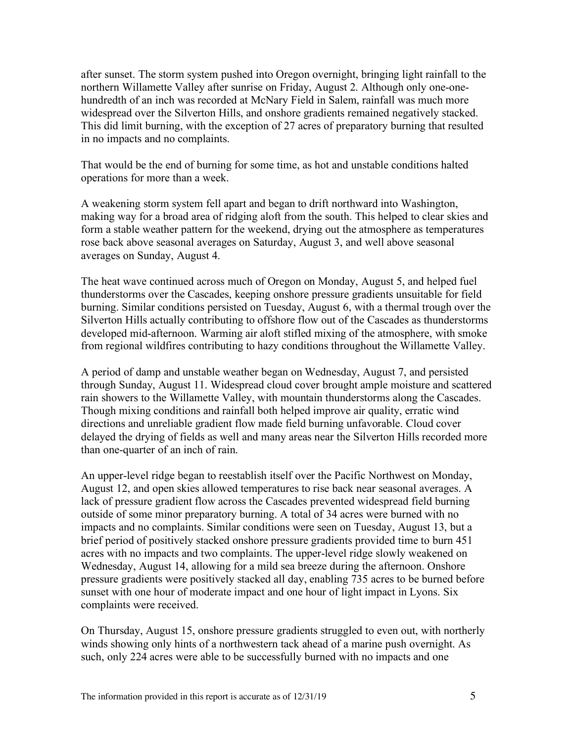after sunset. The storm system pushed into Oregon overnight, bringing light rainfall to the northern Willamette Valley after sunrise on Friday, August 2. Although only one-one-hundredth of an inch was recorded at McNary Field in Salem, rainfall was much more widespread over the Silverton Hills, and onshore gradients remained negatively stacked. This did limit burning, with the exception of 27 acres of preparatory burning that resulted in no impacts and no complaints.

That would be the end of burning for some time, as hot and unstable conditions halted operations for more than a week.

A weakening storm system fell apart and began to drift northward into Washington, making way for a broad area of ridging aloft from the south. This helped to clear skies and form a stable weather pattern for the weekend, drying out the atmosphere as temperatures rose back above seasonal averages on Saturday, August 3, and well above seasonal averages on Sunday, August 4.

The heat wave continued across much of Oregon on Monday, August 5, and helped fuel thunderstorms over the Cascades, keeping onshore pressure gradients unsuitable for field burning. Similar conditions persisted on Tuesday, August 6, with a thermal trough over the Silverton Hills actually contributing to offshore flow out of the Cascades as thunderstorms developed mid-afternoon. Warming air aloft stifled mixing of the atmosphere, with smoke from regional wildfires contributing to hazy conditions throughout the Willamette Valley.

A period of damp and unstable weather began on Wednesday, August 7, and persisted through Sunday, August 11. Widespread cloud cover brought ample moisture and scattered rain showers to the Willamette Valley, with mountain thunderstorms along the Cascades. Though mixing conditions and rainfall both helped improve air quality, erratic wind directions and unreliable gradient flow made field burning unfavorable. Cloud cover delayed the drying of fields as well and many areas near the Silverton Hills recorded more than one-quarter of an inch of rain.

An upper-level ridge began to reestablish itself over the Pacific Northwest on Monday, August 12, and open skies allowed temperatures to rise back near seasonal averages. A lack of pressure gradient flow across the Cascades prevented widespread field burning outside of some minor preparatory burning. A total of 34 acres were burned with no impacts and no complaints. Similar conditions were seen on Tuesday, August 13, but a brief period of positively stacked onshore pressure gradients provided time to burn 451 acres with no impacts and two complaints. The upper-level ridge slowly weakened on Wednesday, August 14, allowing for a mild sea breeze during the afternoon. Onshore pressure gradients were positively stacked all day, enabling 735 acres to be burned before sunset with one hour of moderate impact and one hour of light impact in Lyons. Six complaints were received.

On Thursday, August 15, onshore pressure gradients struggled to even out, with northerly winds showing only hints of a northwestern tack ahead of a marine push overnight. As such, only 224 acres were able to be successfully burned with no impacts and one

The information provided in this report is accurate as of 12/31/19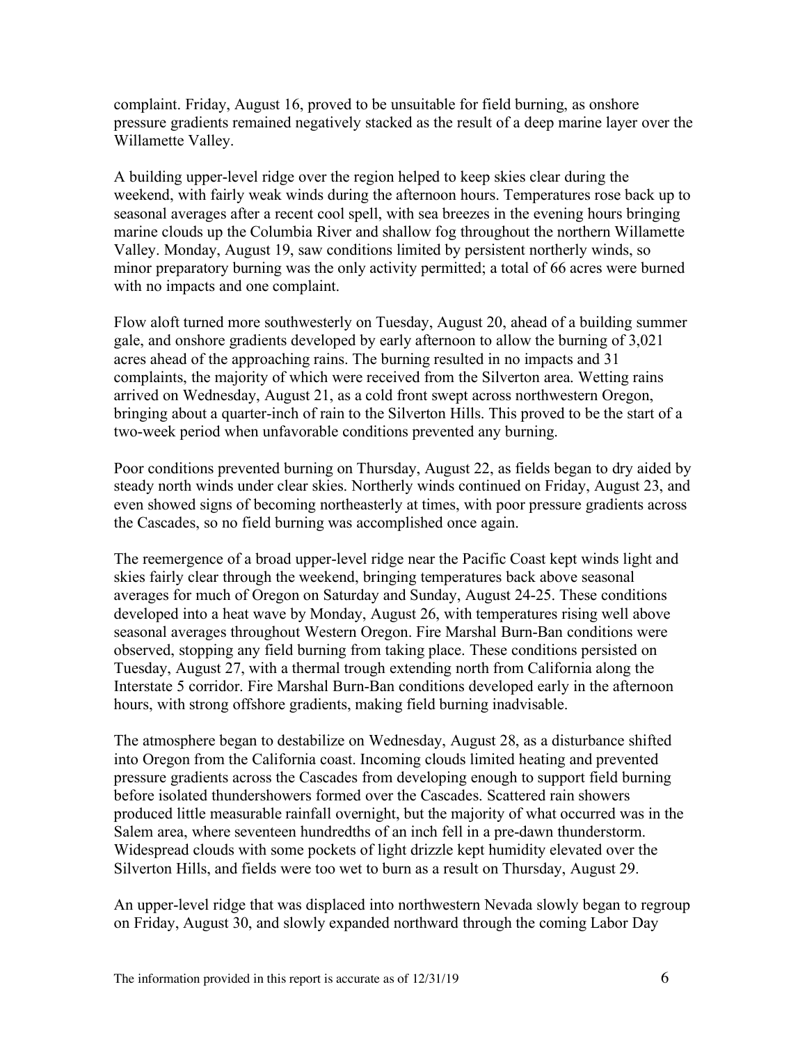complaint. Friday, August 16, proved to be unsuitable for field burning, as onshore pressure gradients remained negatively stacked as the result of a deep marine layer over the Willamette Valley.

A building upper-level ridge over the region helped to keep skies clear during the weekend, with fairly weak winds during the afternoon hours. Temperatures rose back up to seasonal averages after a recent cool spell, with sea breezes in the evening hours bringing marine clouds up the Columbia River and shallow fog throughout the northern Willamette Valley. Monday, August 19, saw conditions limited by persistent northerly winds, so minor preparatory burning was the only activity permitted; a total of 66 acres were burned with no impacts and one complaint.

Flow aloft turned more southwesterly on Tuesday, August 20, ahead of a building summer gale, and onshore gradients developed by early afternoon to allow the burning of 3,021 acres ahead of the approaching rains. The burning resulted in no impacts and 31 complaints, the majority of which were received from the Silverton area. Wetting rains arrived on Wednesday, August 21, as a cold front swept across northwestern Oregon, bringing about a quarter-inch of rain to the Silverton Hills. This proved to be the start of a two-week period when unfavorable conditions prevented any burning.

Poor conditions prevented burning on Thursday, August 22, as fields began to dry aided by steady north winds under clear skies. Northerly winds continued on Friday, August 23, and even showed signs of becoming northeasterly at times, with poor pressure gradients across the Cascades, so no field burning was accomplished once again.

The reemergence of a broad upper-level ridge near the Pacific Coast kept winds light and skies fairly clear through the weekend, bringing temperatures back above seasonal averages for much of Oregon on Saturday and Sunday, August 24-25. These conditions developed into a heat wave by Monday, August 26, with temperatures rising well above seasonal averages throughout Western Oregon. Fire Marshal Burn-Ban conditions were observed, stopping any field burning from taking place. These conditions persisted on Tuesday, August 27, with a thermal trough extending north from California along the Interstate 5 corridor. Fire Marshal Burn-Ban conditions developed early in the afternoon hours, with strong offshore gradients, making field burning inadvisable.

The atmosphere began to destabilize on Wednesday, August 28, as a disturbance shifted into Oregon from the California coast. Incoming clouds limited heating and prevented pressure gradients across the Cascades from developing enough to support field burning before isolated thundershowers formed over the Cascades. Scattered rain showers produced little measurable rainfall overnight, but the majority of what occurred was in the Salem area, where seventeen hundredths of an inch fell in a pre-dawn thunderstorm. Widespread clouds with some pockets of light drizzle kept humidity elevated over the Silverton Hills, and fields were too wet to burn as a result on Thursday, August 29.

An upper-level ridge that was displaced into northwestern Nevada slowly began to regroup on Friday, August 30, and slowly expanded northward through the coming Labor Day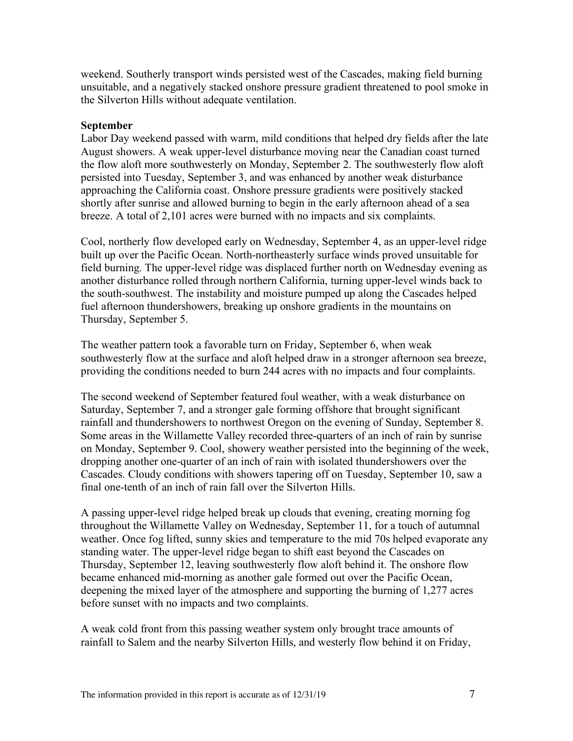weekend. Southerly transport winds persisted west of the Cascades, making field burning unsuitable, and a negatively stacked onshore pressure gradient threatened to pool smoke in the Silverton Hills without adequate ventilation.

**September**

Labor Day weekend passed with warm, mild conditions that helped dry fields after the late August showers. A weak upper-level disturbance moving near the Canadian coast turned the flow aloft more southwesterly on Monday, September 2. The southwesterly flow aloft persisted into Tuesday, September 3, and was enhanced by another weak disturbance approaching the California coast. Onshore pressure gradients were positively stacked shortly after sunrise and allowed burning to begin in the early afternoon ahead of a sea breeze. A total of 2,101 acres were burned with no impacts and six complaints.

Cool, northerly flow developed early on Wednesday, September 4, as an upper-level ridge built up over the Pacific Ocean. North-northeasterly surface winds proved unsuitable for field burning. The upper-level ridge was displaced further north on Wednesday evening as another disturbance rolled through northern California, turning upper-level winds back to the south-southwest. The instability and moisture pumped up along the Cascades helped fuel afternoon thundershowers, breaking up onshore gradients in the mountains on Thursday, September 5.

The weather pattern took a favorable turn on Friday, September 6, when weak southwesterly flow at the surface and aloft helped draw in a stronger afternoon sea breeze, providing the conditions needed to burn 244 acres with no impacts and four complaints.

The second weekend of September featured foul weather, with a weak disturbance on Saturday, September 7, and a stronger gale forming offshore that brought significant rainfall and thundershowers to northwest Oregon on the evening of Sunday, September 8. Some areas in the Willamette Valley recorded three-quarters of an inch of rain by sunrise on Monday, September 9. Cool, showery weather persisted into the beginning of the week, dropping another one-quarter of an inch of rain with isolated thundershowers over the Cascades. Cloudy conditions with showers tapering off on Tuesday, September 10, saw a final one-tenth of an inch of rain fall over the Silverton Hills.

A passing upper-level ridge helped break up clouds that evening, creating morning fog throughout the Willamette Valley on Wednesday, September 11, for a touch of autumnal weather. Once fog lifted, sunny skies and temperature to the mid 70s helped evaporate any standing water. The upper-level ridge began to shift east beyond the Cascades on Thursday, September 12, leaving southwesterly flow aloft behind it. The onshore flow became enhanced mid-morning as another gale formed out over the Pacific Ocean, deepening the mixed layer of the atmosphere and supporting the burning of 1,277 acres before sunset with no impacts and two complaints.

A weak cold front from this passing weather system only brought trace amounts of rainfall to Salem and the nearby Silverton Hills, and westerly flow behind it on Friday,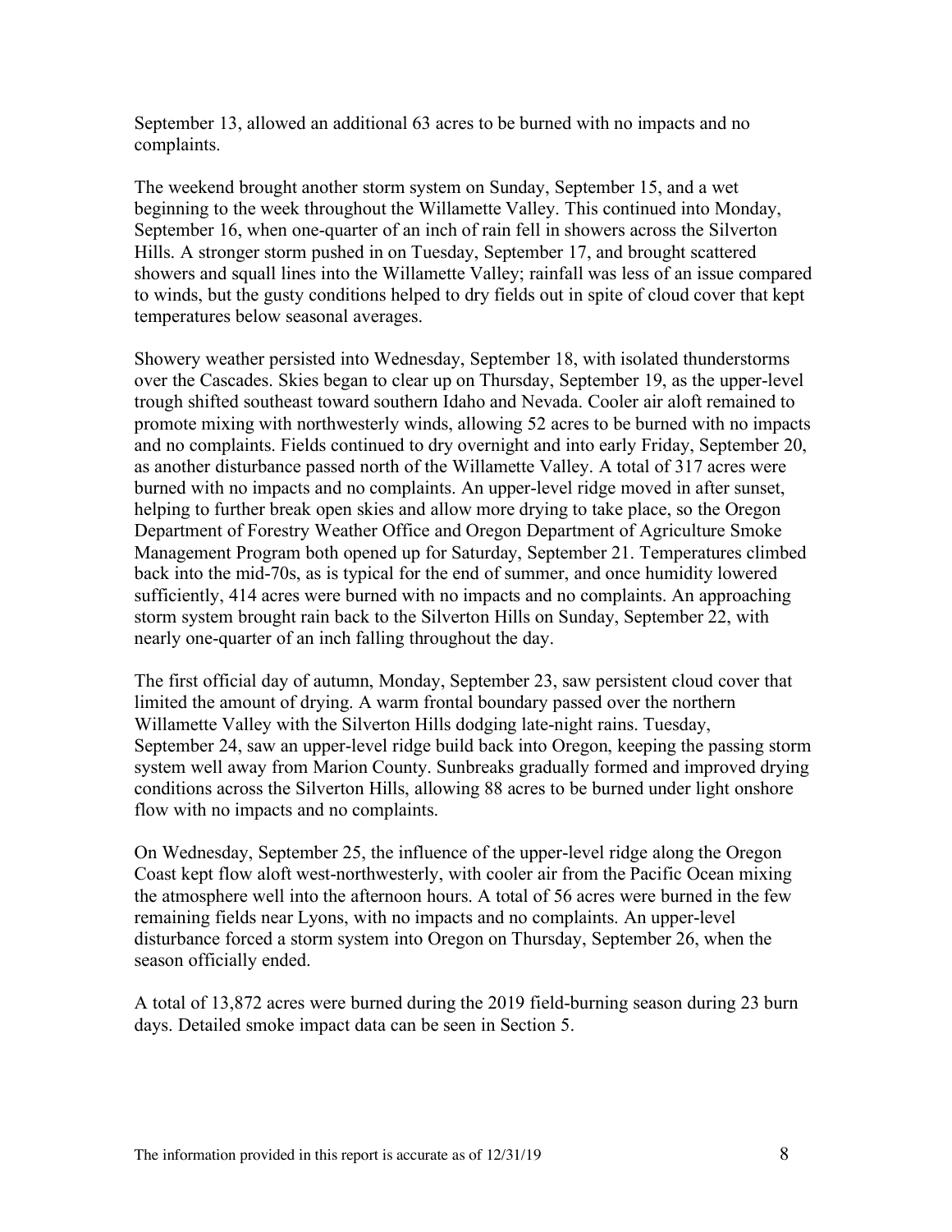September 13, allowed an additional 63 acres to be burned with no impacts and no complaints.

The weekend brought another storm system on Sunday, September 15, and a wet beginning to the week throughout the Willamette Valley. This continued into Monday, September 16, when one-quarter of an inch of rain fell in showers across the Silverton Hills. A stronger storm pushed in on Tuesday, September 17, and brought scattered showers and squall lines into the Willamette Valley; rainfall was less of an issue compared to winds, but the gusty conditions helped to dry fields out in spite of cloud cover that kept temperatures below seasonal averages.

Showery weather persisted into Wednesday, September 18, with isolated thunderstorms over the Cascades. Skies began to clear up on Thursday, September 19, as the upper-level trough shifted southeast toward southern Idaho and Nevada. Cooler air aloft remained to promote mixing with northwesterly winds, allowing 52 acres to be burned with no impacts and no complaints. Fields continued to dry overnight and into early Friday, September 20, as another disturbance passed north of the Willamette Valley. A total of 317 acres were burned with no impacts and no complaints. An upper-level ridge moved in after sunset, helping to further break open skies and allow more drying to take place, so the Oregon Department of Forestry Weather Office and Oregon Department of Agriculture Smoke Management Program both opened up for Saturday, September 21. Temperatures climbed back into the mid-70s, as is typical for the end of summer, and once humidity lowered sufficiently, 414 acres were burned with no impacts and no complaints. An approaching storm system brought rain back to the Silverton Hills on Sunday, September 22, with nearly one-quarter of an inch falling throughout the day.

The first official day of autumn, Monday, September 23, saw persistent cloud cover that limited the amount of drying. A warm frontal boundary passed over the northern Willamette Valley with the Silverton Hills dodging late-night rains. Tuesday, September 24, saw an upper-level ridge build back into Oregon, keeping the passing storm system well away from Marion County. Sunbreaks gradually formed and improved drying conditions across the Silverton Hills, allowing 88 acres to be burned under light onshore flow with no impacts and no complaints.

On Wednesday, September 25, the influence of the upper-level ridge along the Oregon Coast kept flow aloft west-northwesterly, with cooler air from the Pacific Ocean mixing the atmosphere well into the afternoon hours. A total of 56 acres were burned in the few remaining fields near Lyons, with no impacts and no complaints. An upper-level disturbance forced a storm system into Oregon on Thursday, September 26, when the season officially ended.

A total of 13,872 acres were burned during the 2019 field-burning season during 23 burn days. Detailed smoke impact data can be seen in Section 5.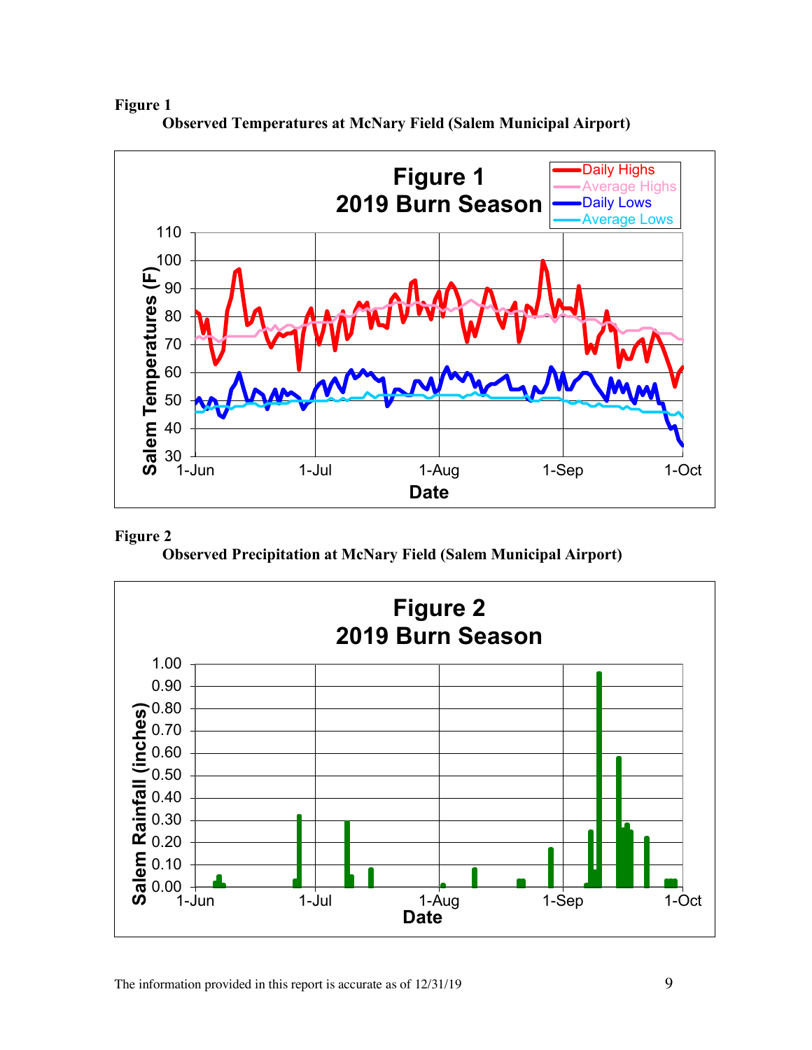**Figure 1**

**Observed Temperatures at McNary Field (Salem Municipal Airport)**

**Figure 2**

**Observed Precipitation at McNary Field (Salem Municipal Airport)**

The information provided in this report is accurate as of 12/31/19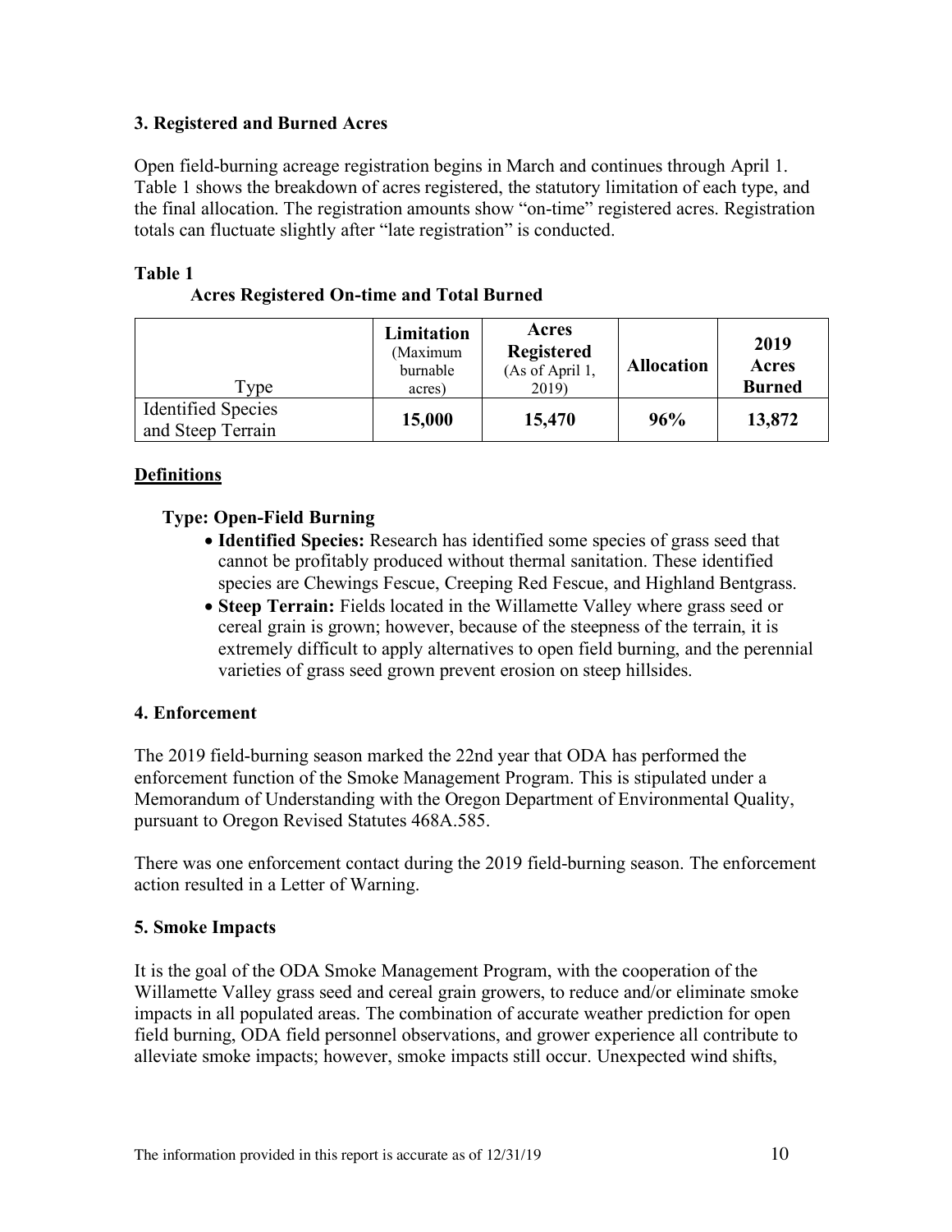### 3. Registered and Burned Acres

Open field-burning acreage registration begins in March and continues through April 1. Table 1 shows the breakdown of acres registered, the statutory limitation of each type, and the final allocation. The registration amounts show "on-time" registered acres. Registration totals can fluctuate slightly after "late registration" is conducted.

**Table 1**
**Acres Registered On-time and Total Burned**

| Type | Limitation (Maximum burnable acres) | Acres Registered (As of April 1, 2019) | Allocation | 2019 Acres Burned |
|---|---|---|---|---|
| Identified Species and Steep Terrain | **15,000** | **15,470** | **96%** | **13,872** |

**Definitions**

**Type: Open-Field Burning**

- **Identified Species:** Research has identified some species of grass seed that cannot be profitably produced without thermal sanitation. These identified species are Chewings Fescue, Creeping Red Fescue, and Highland Bentgrass.
- **Steep Terrain:** Fields located in the Willamette Valley where grass seed or cereal grain is grown; however, because of the steepness of the terrain, it is extremely difficult to apply alternatives to open field burning, and the perennial varieties of grass seed grown prevent erosion on steep hillsides.

### 4. Enforcement

The 2019 field-burning season marked the 22nd year that ODA has performed the enforcement function of the Smoke Management Program. This is stipulated under a Memorandum of Understanding with the Oregon Department of Environmental Quality, pursuant to Oregon Revised Statutes 468A.585.

There was one enforcement contact during the 2019 field-burning season. The enforcement action resulted in a Letter of Warning.

### 5. Smoke Impacts

It is the goal of the ODA Smoke Management Program, with the cooperation of the Willamette Valley grass seed and cereal grain growers, to reduce and/or eliminate smoke impacts in all populated areas. The combination of accurate weather prediction for open field burning, ODA field personnel observations, and grower experience all contribute to alleviate smoke impacts; however, smoke impacts still occur. Unexpected wind shifts,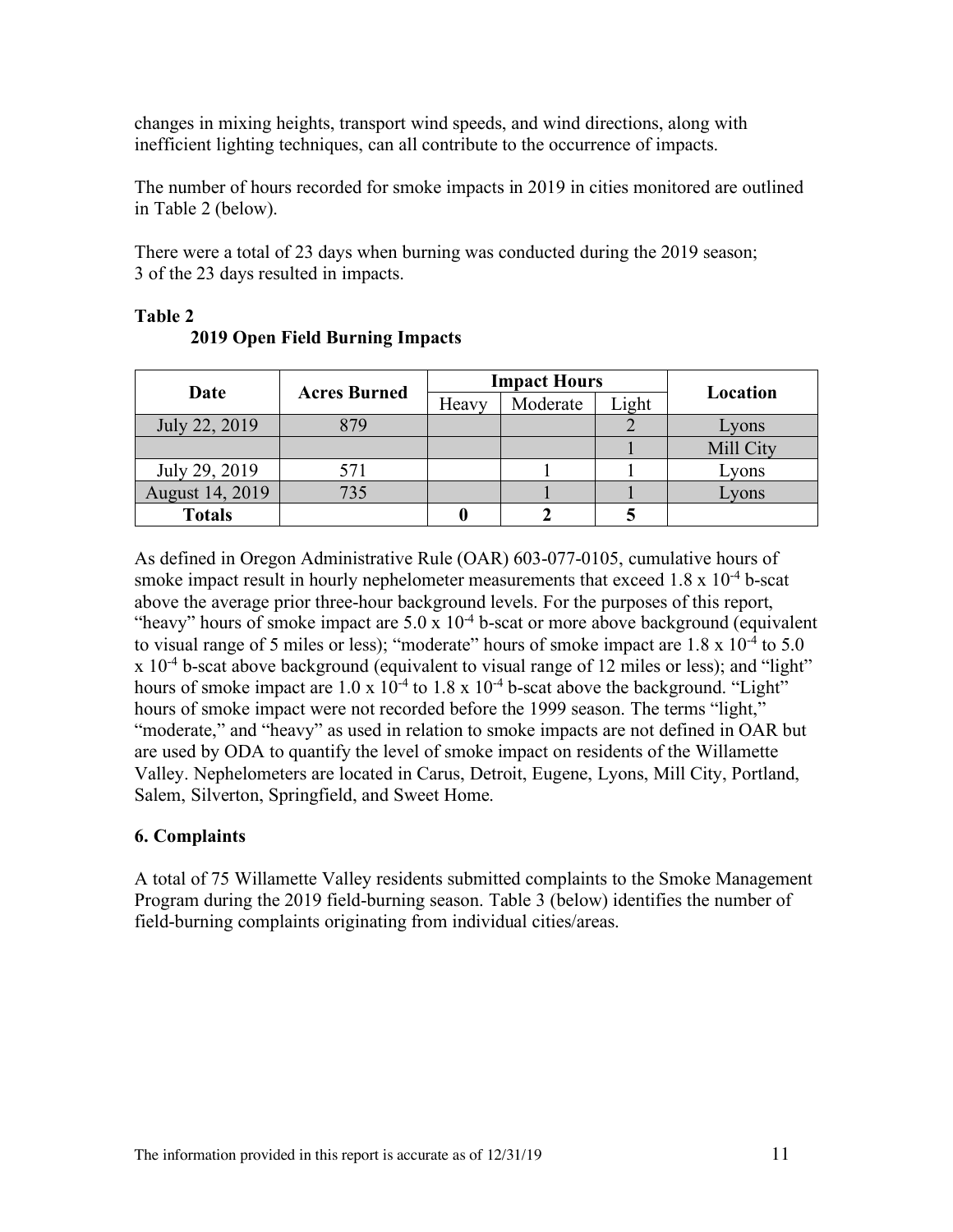changes in mixing heights, transport wind speeds, and wind directions, along with inefficient lighting techniques, can all contribute to the occurrence of impacts.

The number of hours recorded for smoke impacts in 2019 in cities monitored are outlined in Table 2 (below).

There were a total of 23 days when burning was conducted during the 2019 season; 3 of the 23 days resulted in impacts.

**Table 2**
**2019 Open Field Burning Impacts**

| Date | Acres Burned | Impact Hours | | | Location |
|---|---|---|---|---|---|
| | | Heavy | Moderate | Light | |
| July 22, 2019 | 879 | | | 2 | Lyons |
| | | | | 1 | Mill City |
| July 29, 2019 | 571 | | 1 | 1 | Lyons |
| August 14, 2019 | 735 | | 1 | 1 | Lyons |
| **Totals** | | **0** | **2** | **5** | |

As defined in Oregon Administrative Rule (OAR) 603-077-0105, cumulative hours of smoke impact result in hourly nephelometer measurements that exceed $1.8 \times 10^{-4}$ b-scat above the average prior three-hour background levels. For the purposes of this report, "heavy" hours of smoke impact are $5.0 \times 10^{-4}$ b-scat or more above background (equivalent to visual range of 5 miles or less); "moderate" hours of smoke impact are $1.8 \times 10^{-4}$ to $5.0 \times 10^{-4}$ b-scat above background (equivalent to visual range of 12 miles or less); and "light" hours of smoke impact are $1.0 \times 10^{-4}$ to $1.8 \times 10^{-4}$ b-scat above the background. "Light" hours of smoke impact were not recorded before the 1999 season. The terms "light," "moderate," and "heavy" as used in relation to smoke impacts are not defined in OAR but are used by ODA to quantify the level of smoke impact on residents of the Willamette Valley. Nephelometers are located in Carus, Detroit, Eugene, Lyons, Mill City, Portland, Salem, Silverton, Springfield, and Sweet Home.

### 6. Complaints

A total of 75 Willamette Valley residents submitted complaints to the Smoke Management Program during the 2019 field-burning season. Table 3 (below) identifies the number of field-burning complaints originating from individual cities/areas.

The information provided in this report is accurate as of 12/31/19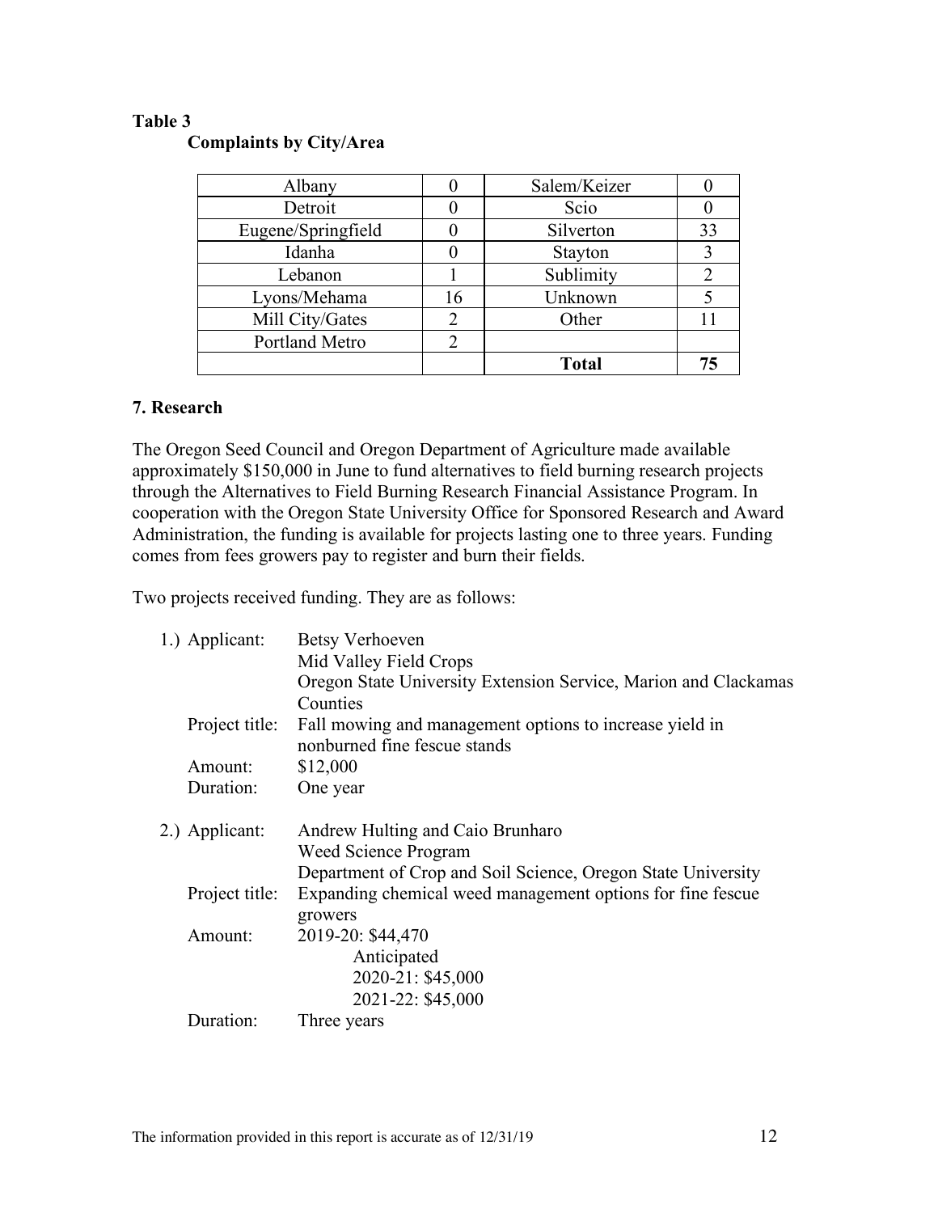**Table 3**

**Complaints by City/Area**

| | | | |
|---|---|---|---|
| Albany | 0 | Salem/Keizer | 0 |
| Detroit | 0 | Scio | 0 |
| Eugene/Springfield | 0 | Silverton | 33 |
| Idanha | 0 | Stayton | 3 |
| Lebanon | 1 | Sublimity | 2 |
| Lyons/Mehama | 16 | Unknown | 5 |
| Mill City/Gates | 2 | Other | 11 |
| Portland Metro | 2 | | |
| | | **Total** | **75** |

## 7. Research

The Oregon Seed Council and Oregon Department of Agriculture made available approximately $150,000 in June to fund alternatives to field burning research projects through the Alternatives to Field Burning Research Financial Assistance Program. In cooperation with the Oregon State University Office for Sponsored Research and Award Administration, the funding is available for projects lasting one to three years. Funding comes from fees growers pay to register and burn their fields.

Two projects received funding. They are as follows:

1.) Applicant: Betsy Verhoeven
Mid Valley Field Crops
Oregon State University Extension Service, Marion and Clackamas Counties
Project title: Fall mowing and management options to increase yield in nonburned fine fescue stands
Amount: $12,000
Duration: One year

2.) Applicant: Andrew Hulting and Caio Brunharo
Weed Science Program
Department of Crop and Soil Science, Oregon State University
Project title: Expanding chemical weed management options for fine fescue growers
Amount: 2019-20: $44,470
Anticipated
2020-21: $45,000
2021-22: $45,000
Duration: Three years

The information provided in this report is accurate as of 12/31/19